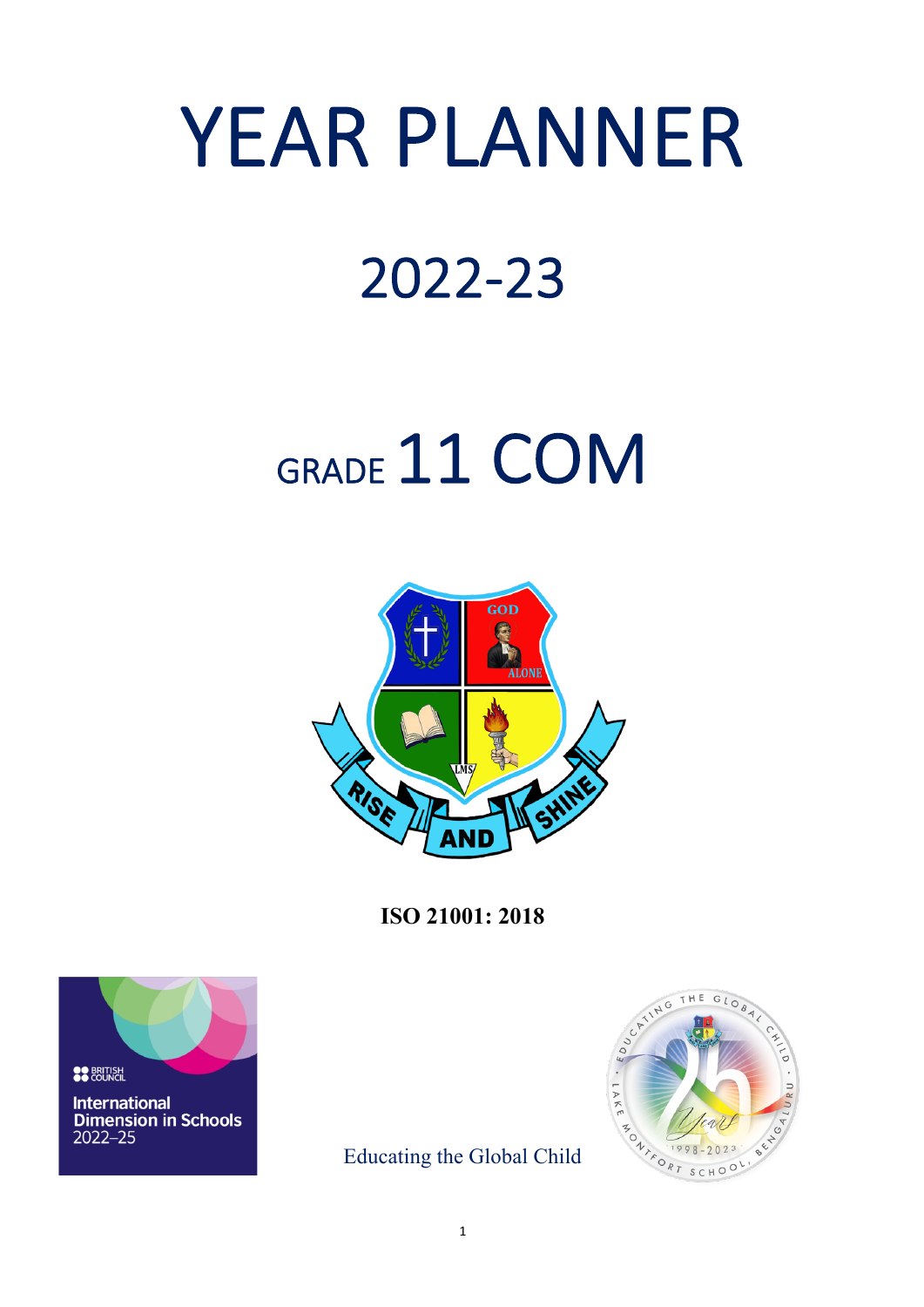# YEAR PLANNER

# 2022-23

# GRADE 11 COM

**ISO 21001: 2018**

Educating the Global Child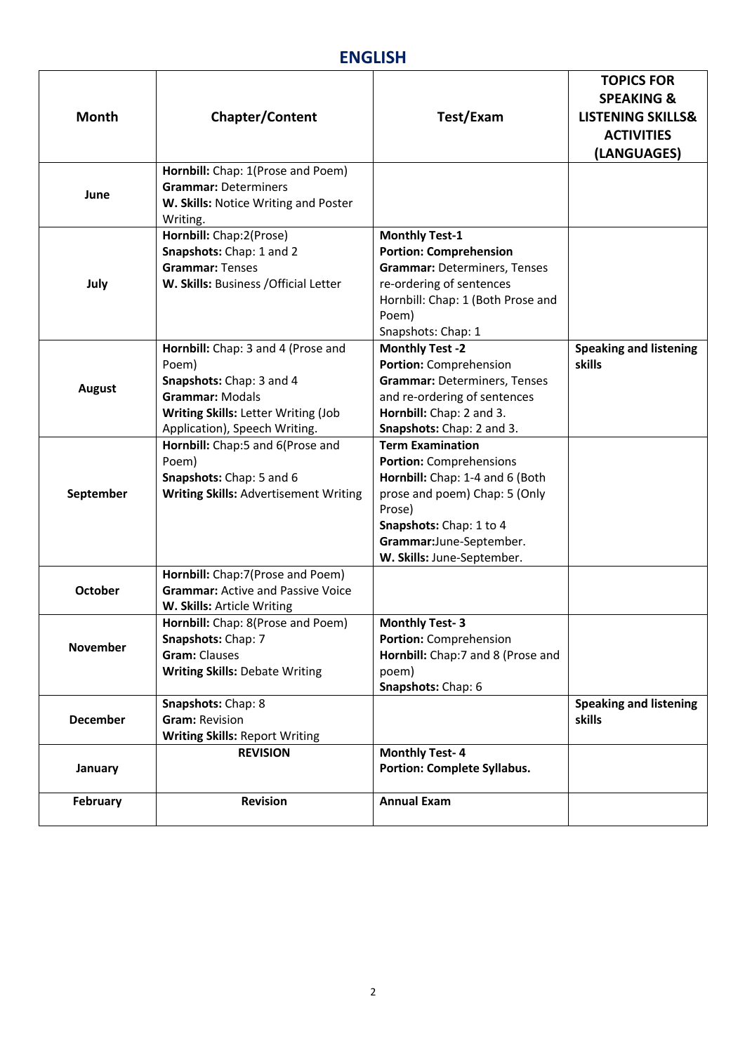## ENGLISH

| Month | Chapter/Content | Test/Exam | TOPICS FOR SPEAKING & LISTENING SKILLS& ACTIVITIES (LANGUAGES) |
|---|---|---|---|
| June | **Hornbill:** Chap: 1(Prose and Poem)<br>**Grammar:** Determiners<br>**W. Skills:** Notice Writing and Poster Writing. | | |
| July | **Hornbill:** Chap:2(Prose)<br>**Snapshots:** Chap: 1 and 2<br>**Grammar:** Tenses<br>**W. Skills:** Business /Official Letter | **Monthly Test-1**<br>**Portion: Comprehension**<br>**Grammar:** Determiners, Tenses re-ordering of sentences<br>Hornbill: Chap: 1 (Both Prose and Poem)<br>Snapshots: Chap: 1 | |
| August | **Hornbill:** Chap: 3 and 4 (Prose and Poem)<br>**Snapshots:** Chap: 3 and 4<br>**Grammar:** Modals<br>**Writing Skills:** Letter Writing (Job Application), Speech Writing. | **Monthly Test -2**<br>**Portion:** Comprehension<br>**Grammar:** Determiners, Tenses and re-ordering of sentences<br>**Hornbill:** Chap: 2 and 3.<br>**Snapshots:** Chap: 2 and 3. | **Speaking and listening skills** |
| September | **Hornbill:** Chap:5 and 6(Prose and Poem)<br>**Snapshots:** Chap: 5 and 6<br>**Writing Skills:** Advertisement Writing | **Term Examination**<br>**Portion:** Comprehensions<br>**Hornbill:** Chap: 1-4 and 6 (Both prose and poem) Chap: 5 (Only Prose)<br>**Snapshots:** Chap: 1 to 4<br>**Grammar:**June-September.<br>**W. Skills:** June-September. | |
| October | **Hornbill:** Chap:7(Prose and Poem)<br>**Grammar:** Active and Passive Voice<br>**W. Skills:** Article Writing | | |
| November | **Hornbill:** Chap: 8(Prose and Poem)<br>**Snapshots:** Chap: 7<br>**Gram:** Clauses<br>**Writing Skills:** Debate Writing | **Monthly Test- 3**<br>**Portion:** Comprehension<br>**Hornbill:** Chap:7 and 8 (Prose and poem)<br>**Snapshots:** Chap: 6 | |
| December | **Snapshots:** Chap: 8<br>**Gram:** Revision<br>**Writing Skills:** Report Writing | | **Speaking and listening skills** |
| January | **REVISION** | **Monthly Test- 4**<br>**Portion: Complete Syllabus.** | |
| February | **Revision** | **Annual Exam** | |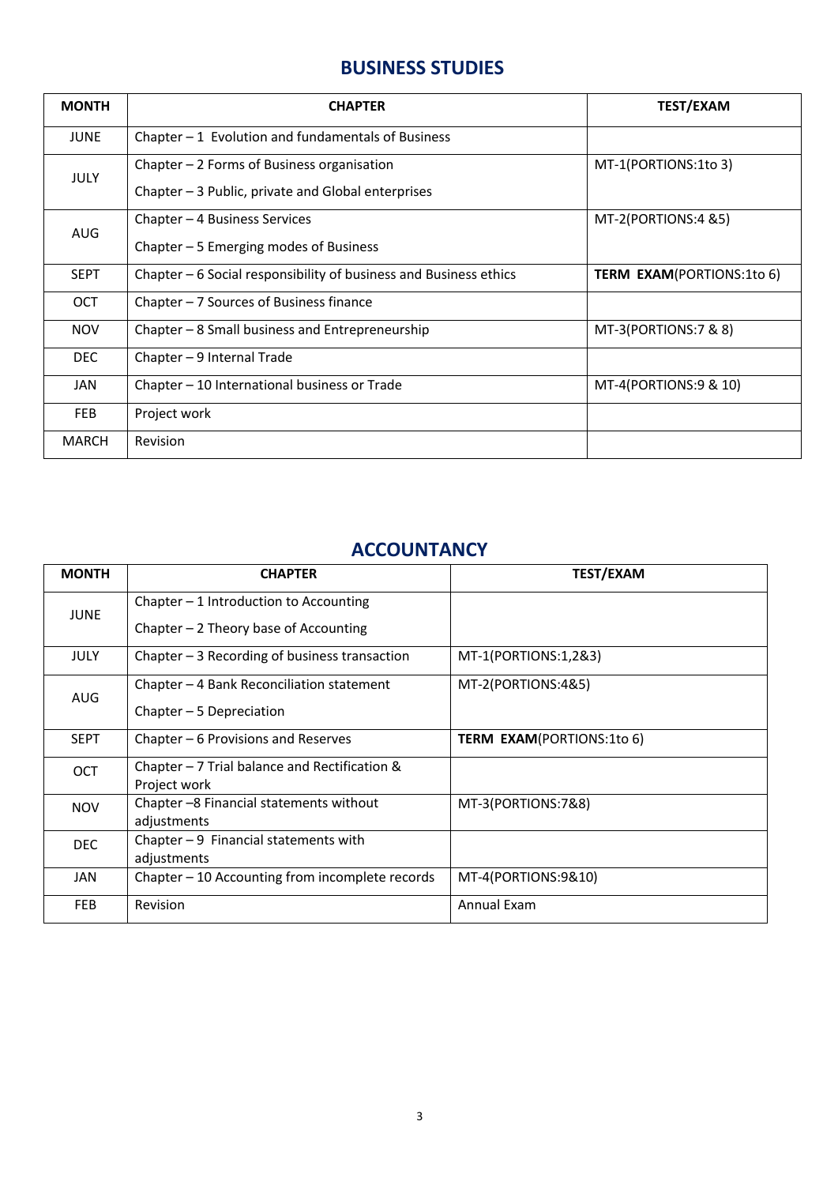## BUSINESS STUDIES

| MONTH | CHAPTER | TEST/EXAM |
|---|---|---|
| JUNE | Chapter – 1 Evolution and fundamentals of Business | |
| JULY | Chapter – 2 Forms of Business organisation<br>Chapter – 3 Public, private and Global enterprises | MT-1(PORTIONS:1to 3) |
| AUG | Chapter – 4 Business Services<br>Chapter – 5 Emerging modes of Business | MT-2(PORTIONS:4 &5) |
| SEPT | Chapter – 6 Social responsibility of business and Business ethics | **TERM EXAM**(PORTIONS:1to 6) |
| OCT | Chapter – 7 Sources of Business finance | |
| NOV | Chapter – 8 Small business and Entrepreneurship | MT-3(PORTIONS:7 & 8) |
| DEC | Chapter – 9 Internal Trade | |
| JAN | Chapter – 10 International business or Trade | MT-4(PORTIONS:9 & 10) |
| FEB | Project work | |
| MARCH | Revision | |

## ACCOUNTANCY

| MONTH | CHAPTER | TEST/EXAM |
|---|---|---|
| JUNE | Chapter – 1 Introduction to Accounting<br>Chapter – 2 Theory base of Accounting | |
| JULY | Chapter – 3 Recording of business transaction | MT-1(PORTIONS:1,2&3) |
| AUG | Chapter – 4 Bank Reconciliation statement<br>Chapter – 5 Depreciation | MT-2(PORTIONS:4&5) |
| SEPT | Chapter – 6 Provisions and Reserves | **TERM EXAM**(PORTIONS:1to 6) |
| OCT | Chapter – 7 Trial balance and Rectification & Project work | |
| NOV | Chapter –8 Financial statements without adjustments | MT-3(PORTIONS:7&8) |
| DEC | Chapter – 9 Financial statements with adjustments | |
| JAN | Chapter – 10 Accounting from incomplete records | MT-4(PORTIONS:9&10) |
| FEB | Revision | Annual Exam |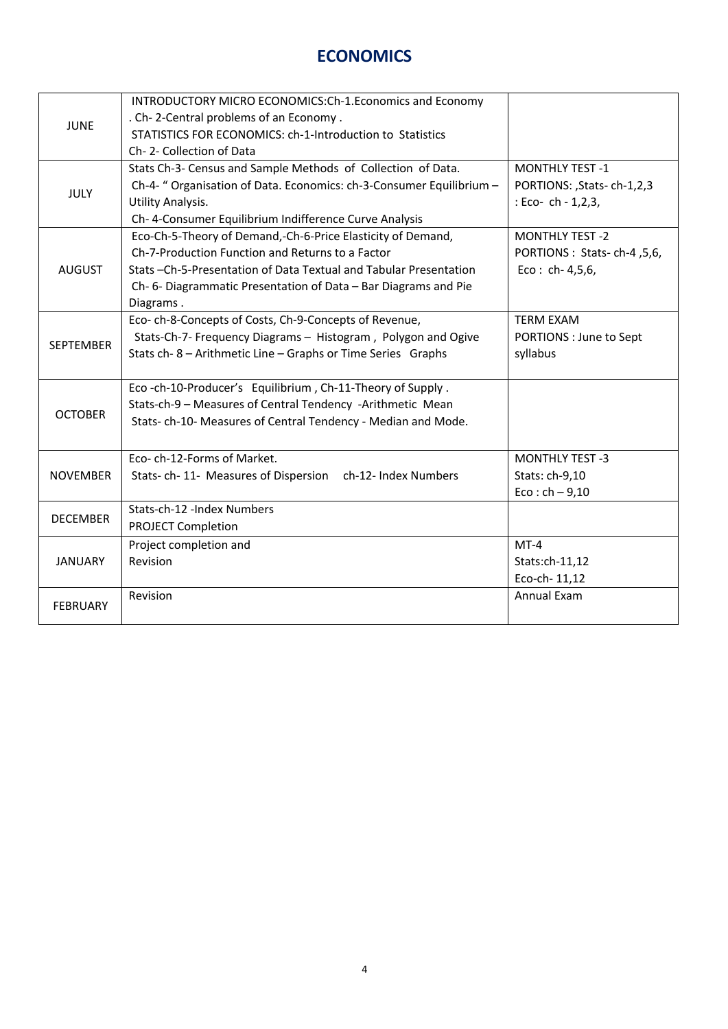# ECONOMICS

| | | |
|---|---|---|
| JUNE | INTRODUCTORY MICRO ECONOMICS:Ch-1.Economics and Economy . Ch- 2-Central problems of an Economy . STATISTICS FOR ECONOMICS: ch-1-Introduction to Statistics Ch- 2- Collection of Data | |
| JULY | Stats Ch-3- Census and Sample Methods of Collection of Data. Ch-4- " Organisation of Data. Economics: ch-3-Consumer Equilibrium – Utility Analysis. Ch- 4-Consumer Equilibrium Indifference Curve Analysis | MONTHLY TEST -1 PORTIONS: ,Stats- ch-1,2,3 : Eco- ch - 1,2,3, |
| AUGUST | Eco-Ch-5-Theory of Demand,-Ch-6-Price Elasticity of Demand, Ch-7-Production Function and Returns to a Factor Stats –Ch-5-Presentation of Data Textual and Tabular Presentation Ch- 6- Diagrammatic Presentation of Data – Bar Diagrams and Pie Diagrams . | MONTHLY TEST -2 PORTIONS : Stats- ch-4 ,5,6, Eco : ch- 4,5,6, |
| SEPTEMBER | Eco- ch-8-Concepts of Costs, Ch-9-Concepts of Revenue, Stats-Ch-7- Frequency Diagrams – Histogram , Polygon and Ogive Stats ch- 8 – Arithmetic Line – Graphs or Time Series Graphs | TERM EXAM PORTIONS : June to Sept syllabus |
| OCTOBER | Eco -ch-10-Producer's Equilibrium , Ch-11-Theory of Supply . Stats-ch-9 – Measures of Central Tendency -Arithmetic Mean Stats- ch-10- Measures of Central Tendency - Median and Mode. | |
| NOVEMBER | Eco- ch-12-Forms of Market. Stats- ch- 11- Measures of Dispersion ch-12- Index Numbers | MONTHLY TEST -3 Stats: ch-9,10 Eco : ch – 9,10 |
| DECEMBER | Stats-ch-12 -Index Numbers PROJECT Completion | |
| JANUARY | Project completion and Revision | MT-4 Stats:ch-11,12 Eco-ch- 11,12 |
| FEBRUARY | Revision | Annual Exam |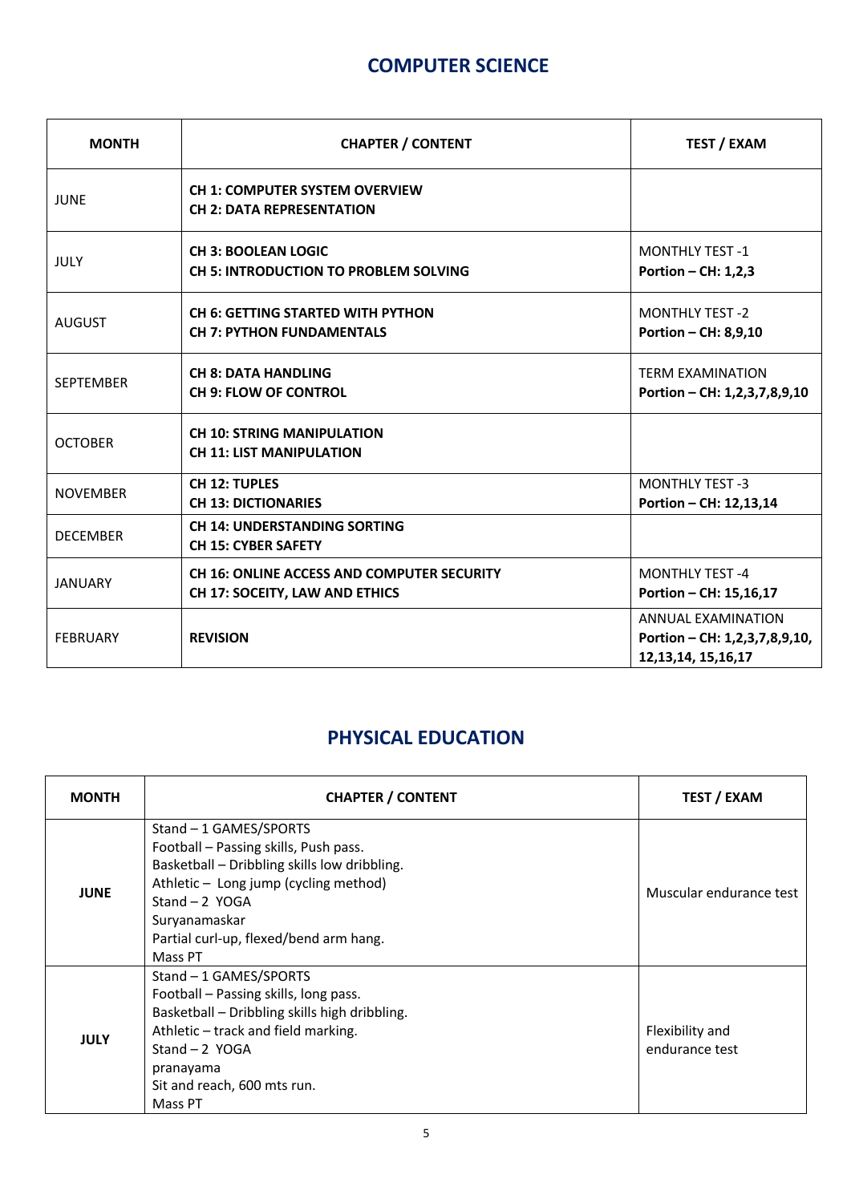## COMPUTER SCIENCE

| MONTH | CHAPTER / CONTENT | TEST / EXAM |
|---|---|---|
| JUNE | **CH 1: COMPUTER SYSTEM OVERVIEW**<br>**CH 2: DATA REPRESENTATION** | |
| JULY | **CH 3: BOOLEAN LOGIC**<br>**CH 5: INTRODUCTION TO PROBLEM SOLVING** | MONTHLY TEST -1<br>**Portion – CH: 1,2,3** |
| AUGUST | **CH 6: GETTING STARTED WITH PYTHON**<br>**CH 7: PYTHON FUNDAMENTALS** | MONTHLY TEST -2<br>**Portion – CH: 8,9,10** |
| SEPTEMBER | **CH 8: DATA HANDLING**<br>**CH 9: FLOW OF CONTROL** | TERM EXAMINATION<br>**Portion – CH: 1,2,3,7,8,9,10** |
| OCTOBER | **CH 10: STRING MANIPULATION**<br>**CH 11: LIST MANIPULATION** | |
| NOVEMBER | **CH 12: TUPLES**<br>**CH 13: DICTIONARIES** | MONTHLY TEST -3<br>**Portion – CH: 12,13,14** |
| DECEMBER | **CH 14: UNDERSTANDING SORTING**<br>**CH 15: CYBER SAFETY** | |
| JANUARY | **CH 16: ONLINE ACCESS AND COMPUTER SECURITY**<br>**CH 17: SOCEITY, LAW AND ETHICS** | MONTHLY TEST -4<br>**Portion – CH: 15,16,17** |
| FEBRUARY | **REVISION** | ANNUAL EXAMINATION<br>**Portion – CH: 1,2,3,7,8,9,10, 12,13,14, 15,16,17** |

## PHYSICAL EDUCATION

| MONTH | CHAPTER / CONTENT | TEST / EXAM |
|---|---|---|
| **JUNE** | Stand – 1 GAMES/SPORTS<br>Football – Passing skills, Push pass.<br>Basketball – Dribbling skills low dribbling.<br>Athletic – Long jump (cycling method)<br>Stand – 2 YOGA<br>Suryanamaskar<br>Partial curl-up, flexed/bend arm hang.<br>Mass PT | Muscular endurance test |
| **JULY** | Stand – 1 GAMES/SPORTS<br>Football – Passing skills, long pass.<br>Basketball – Dribbling skills high dribbling.<br>Athletic – track and field marking.<br>Stand – 2 YOGA<br>pranayama<br>Sit and reach, 600 mts run.<br>Mass PT | Flexibility and endurance test |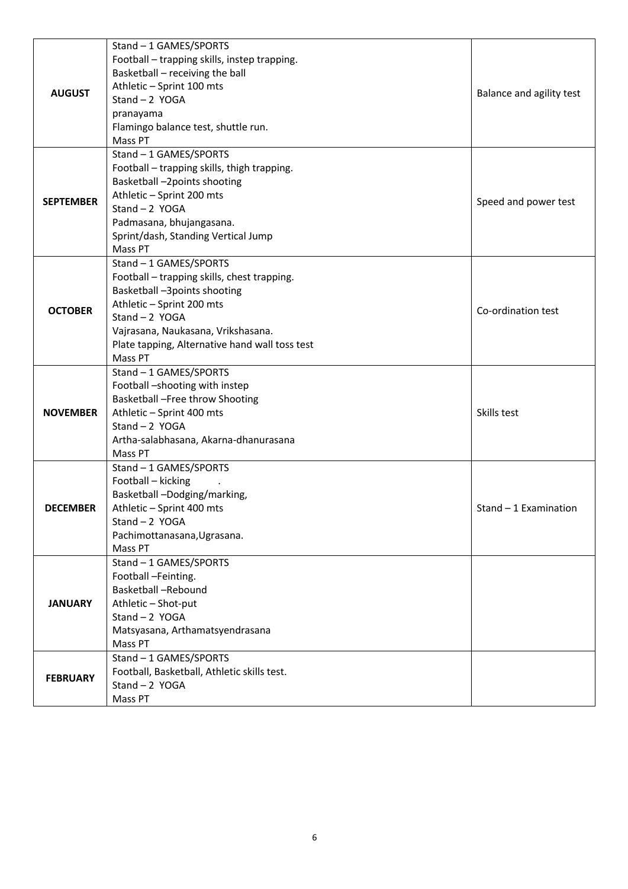| | | |
|---|---|---|
| **AUGUST** | Stand – 1 GAMES/SPORTS<br>Football – trapping skills, instep trapping.<br>Basketball – receiving the ball<br>Athletic – Sprint 100 mts<br>Stand – 2 YOGA<br>pranayama<br>Flamingo balance test, shuttle run.<br>Mass PT | Balance and agility test |
| **SEPTEMBER** | Stand – 1 GAMES/SPORTS<br>Football – trapping skills, thigh trapping.<br>Basketball –2points shooting<br>Athletic – Sprint 200 mts<br>Stand – 2 YOGA<br>Padmasana, bhujangasana.<br>Sprint/dash, Standing Vertical Jump<br>Mass PT | Speed and power test |
| **OCTOBER** | Stand – 1 GAMES/SPORTS<br>Football – trapping skills, chest trapping.<br>Basketball –3points shooting<br>Athletic – Sprint 200 mts<br>Stand – 2 YOGA<br>Vajrasana, Naukasana, Vrikshasana.<br>Plate tapping, Alternative hand wall toss test<br>Mass PT | Co-ordination test |
| **NOVEMBER** | Stand – 1 GAMES/SPORTS<br>Football –shooting with instep<br>Basketball –Free throw Shooting<br>Athletic – Sprint 400 mts<br>Stand – 2 YOGA<br>Artha-salabhasana, Akarna-dhanurasana<br>Mass PT | Skills test |
| **DECEMBER** | Stand – 1 GAMES/SPORTS<br>Football – kicking .<br>Basketball –Dodging/marking,<br>Athletic – Sprint 400 mts<br>Stand – 2 YOGA<br>Pachimottanasana,Ugrasana.<br>Mass PT | Stand – 1 Examination |
| **JANUARY** | Stand – 1 GAMES/SPORTS<br>Football –Feinting.<br>Basketball –Rebound<br>Athletic – Shot-put<br>Stand – 2 YOGA<br>Matsyasana, Arthamatsyendrasana<br>Mass PT | |
| **FEBRUARY** | Stand – 1 GAMES/SPORTS<br>Football, Basketball, Athletic skills test.<br>Stand – 2 YOGA<br>Mass PT | |